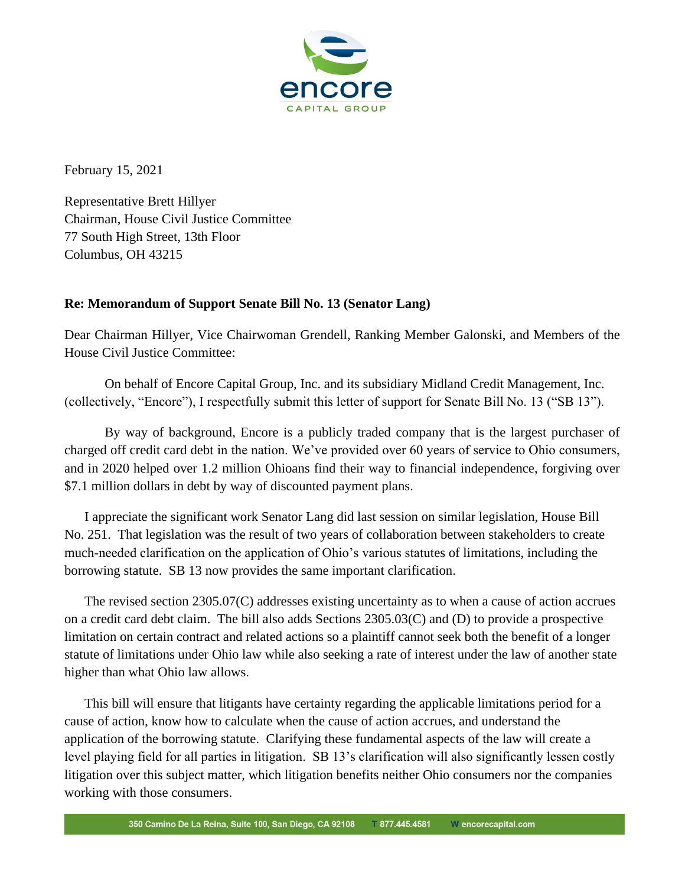February 15, 2021

Representative Brett Hillyer
Chairman, House Civil Justice Committee
77 South High Street, 13th Floor
Columbus, OH 43215

**Re: Memorandum of Support Senate Bill No. 13 (Senator Lang)**

Dear Chairman Hillyer, Vice Chairwoman Grendell, Ranking Member Galonski, and Members of the House Civil Justice Committee:

On behalf of Encore Capital Group, Inc. and its subsidiary Midland Credit Management, Inc. (collectively, "Encore"), I respectfully submit this letter of support for Senate Bill No. 13 ("SB 13").

By way of background, Encore is a publicly traded company that is the largest purchaser of charged off credit card debt in the nation. We've provided over 60 years of service to Ohio consumers, and in 2020 helped over 1.2 million Ohioans find their way to financial independence, forgiving over $7.1 million dollars in debt by way of discounted payment plans.

I appreciate the significant work Senator Lang did last session on similar legislation, House Bill No. 251. That legislation was the result of two years of collaboration between stakeholders to create much-needed clarification on the application of Ohio's various statutes of limitations, including the borrowing statute. SB 13 now provides the same important clarification.

The revised section 2305.07(C) addresses existing uncertainty as to when a cause of action accrues on a credit card debt claim. The bill also adds Sections 2305.03(C) and (D) to provide a prospective limitation on certain contract and related actions so a plaintiff cannot seek both the benefit of a longer statute of limitations under Ohio law while also seeking a rate of interest under the law of another state higher than what Ohio law allows.

This bill will ensure that litigants have certainty regarding the applicable limitations period for a cause of action, know how to calculate when the cause of action accrues, and understand the application of the borrowing statute. Clarifying these fundamental aspects of the law will create a level playing field for all parties in litigation. SB 13's clarification will also significantly lessen costly litigation over this subject matter, which litigation benefits neither Ohio consumers nor the companies working with those consumers.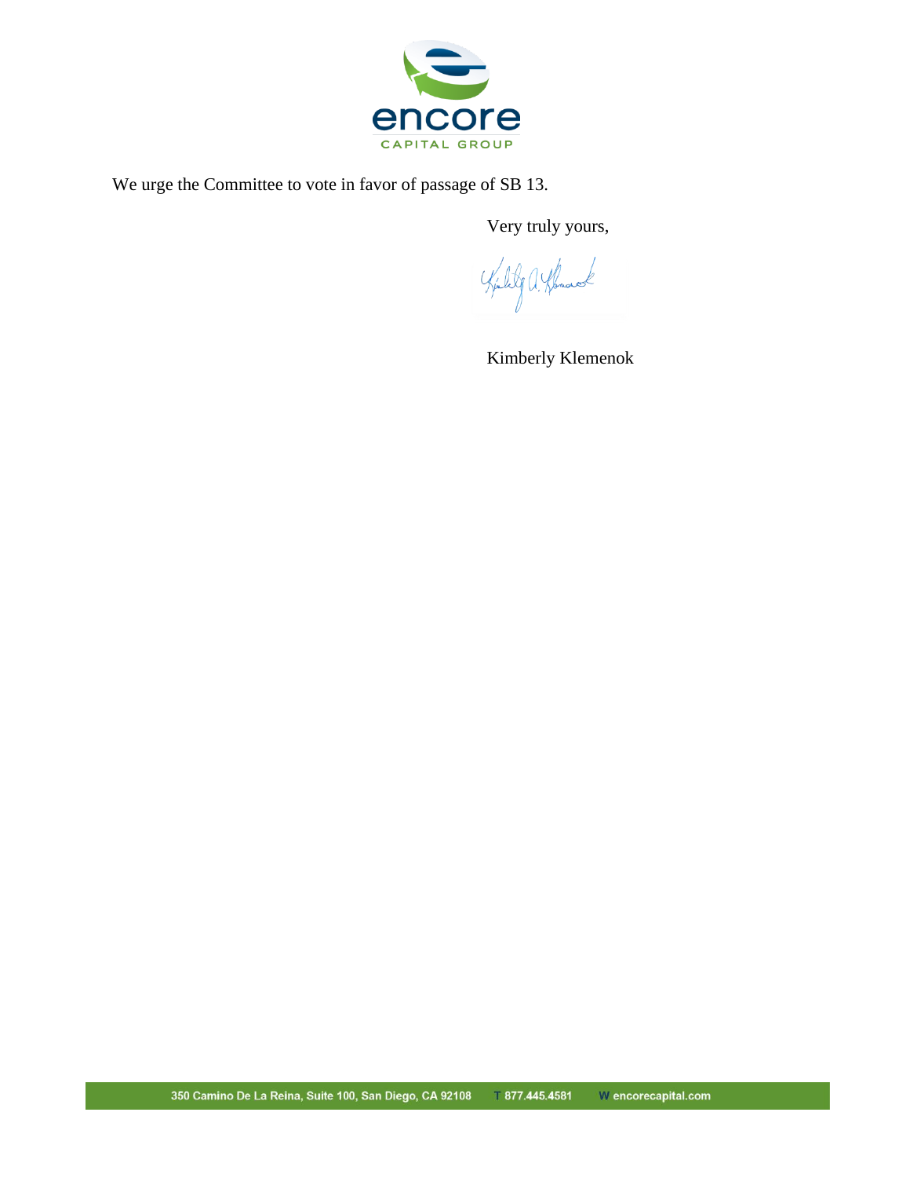We urge the Committee to vote in favor of passage of SB 13.

Very truly yours,

Kimberly Klemenok

350 Camino De La Reina, Suite 100, San Diego, CA 92108 T 877.445.4581 W encorecapital.com